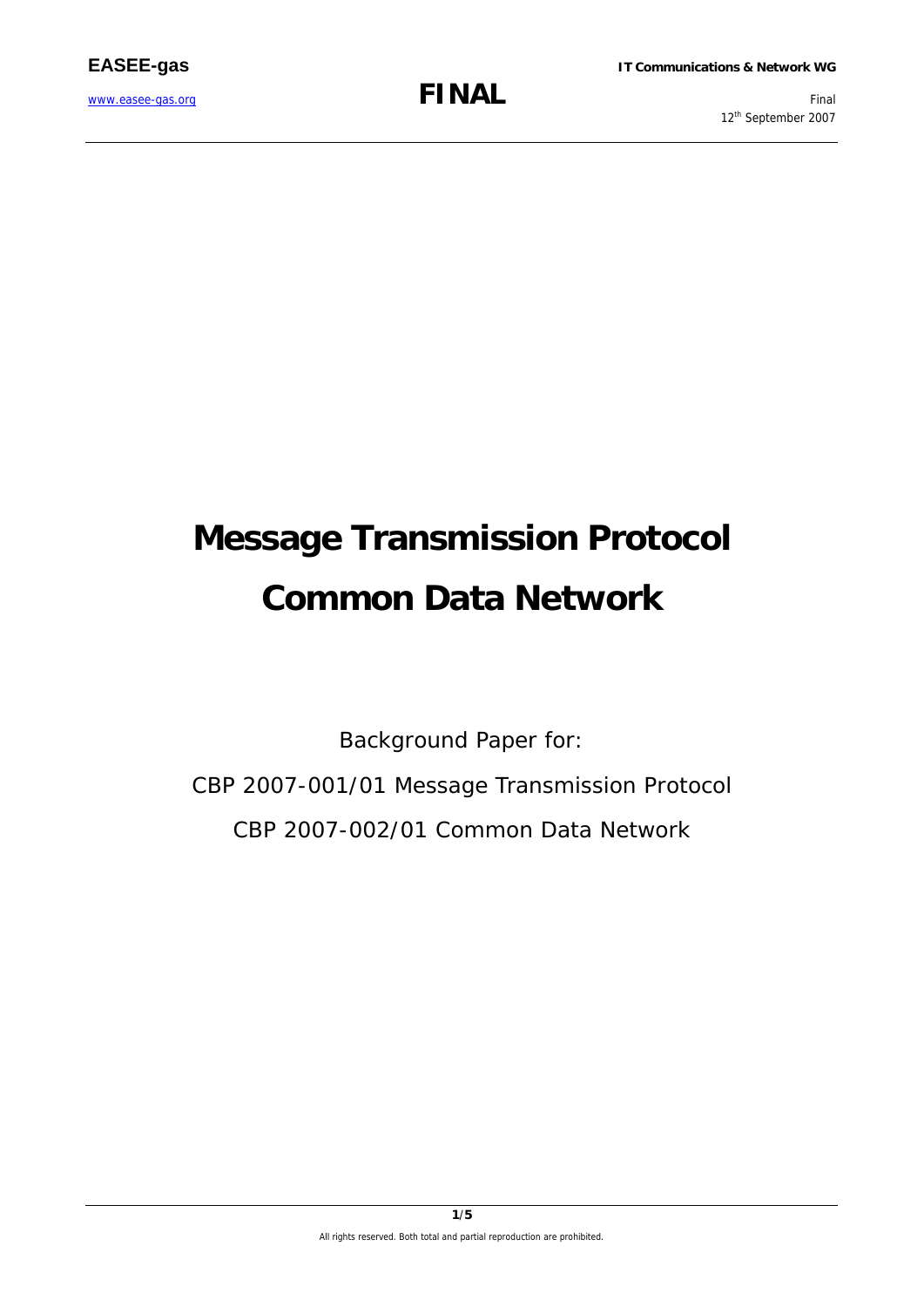# Message Transmission Protocol

# Common Data Network

Background Paper for:

CBP 2007-001/01 Message Transmission Protocol

CBP 2007-002/01 Common Data Network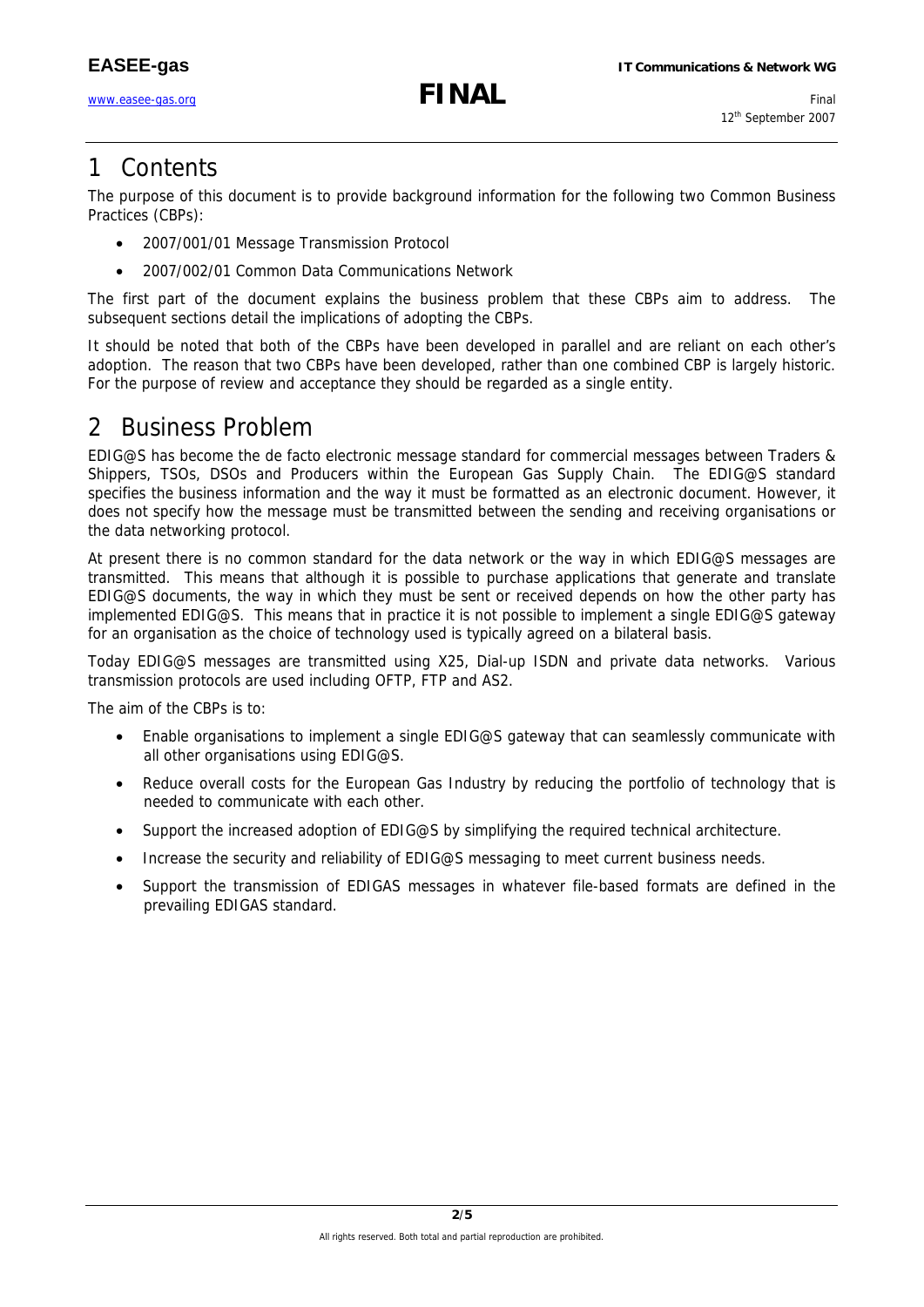# 1 Contents

The purpose of this document is to provide background information for the following two Common Business Practices (CBPs):

- 2007/001/01 Message Transmission Protocol
- 2007/002/01 Common Data Communications Network

The first part of the document explains the business problem that these CBPs aim to address. The subsequent sections detail the implications of adopting the CBPs.

It should be noted that both of the CBPs have been developed in parallel and are reliant on each other's adoption. The reason that two CBPs have been developed, rather than one combined CBP is largely historic. For the purpose of review and acceptance they should be regarded as a single entity.

# 2 Business Problem

EDIG@S has become the de facto electronic message standard for commercial messages between Traders & Shippers, TSOs, DSOs and Producers within the European Gas Supply Chain. The EDIG@S standard specifies the business information and the way it must be formatted as an electronic document. However, it does not specify how the message must be transmitted between the sending and receiving organisations or the data networking protocol.

At present there is no common standard for the data network or the way in which EDIG@S messages are transmitted. This means that although it is possible to purchase applications that generate and translate EDIG@S documents, the way in which they must be sent or received depends on how the other party has implemented EDIG@S. This means that in practice it is not possible to implement a single EDIG@S gateway for an organisation as the choice of technology used is typically agreed on a bilateral basis.

Today EDIG@S messages are transmitted using X25, Dial-up ISDN and private data networks. Various transmission protocols are used including OFTP, FTP and AS2.

The aim of the CBPs is to:

- Enable organisations to implement a single EDIG@S gateway that can seamlessly communicate with all other organisations using EDIG@S.
- Reduce overall costs for the European Gas Industry by reducing the portfolio of technology that is needed to communicate with each other.
- Support the increased adoption of EDIG@S by simplifying the required technical architecture.
- Increase the security and reliability of EDIG@S messaging to meet current business needs.
- Support the transmission of EDIGAS messages in whatever file-based formats are defined in the prevailing EDIGAS standard.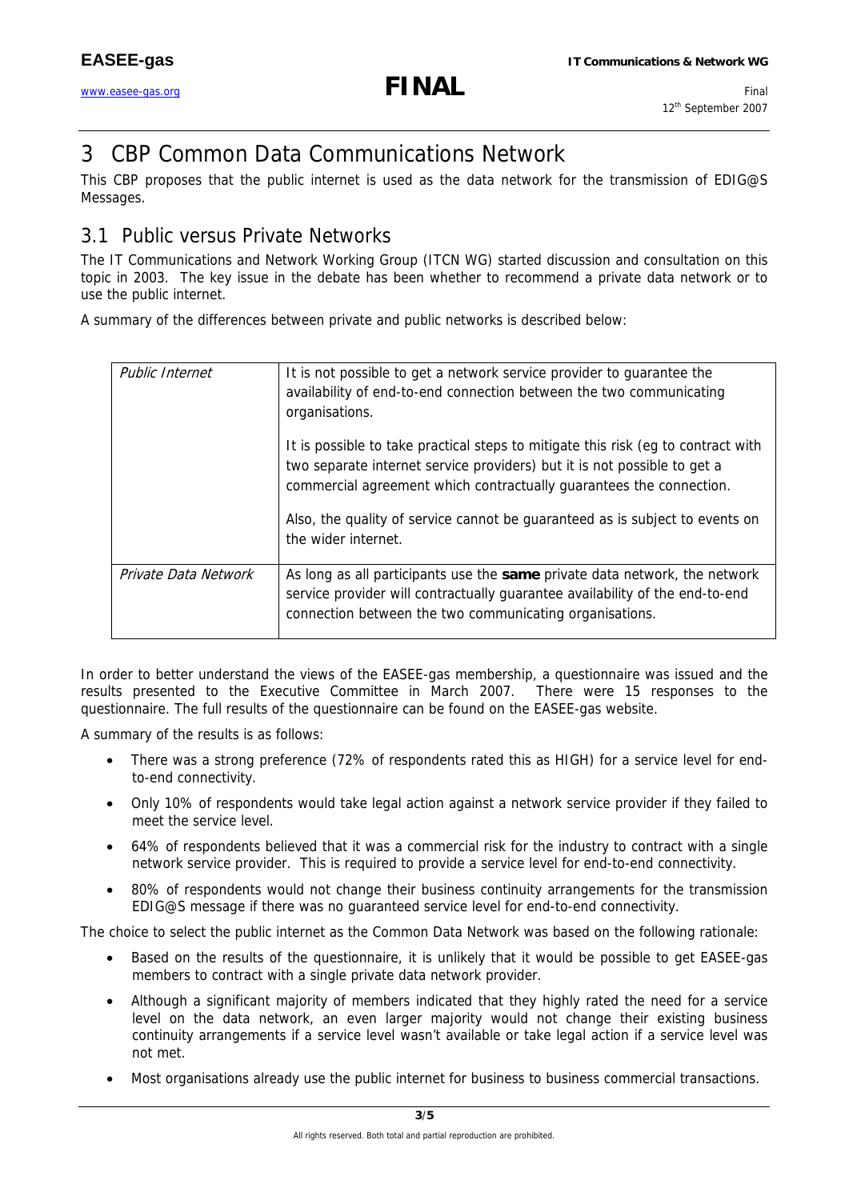# 3 CBP Common Data Communications Network

This CBP proposes that the public internet is used as the data network for the transmission of EDIG@S Messages.

## 3.1 Public versus Private Networks

The IT Communications and Network Working Group (ITCN WG) started discussion and consultation on this topic in 2003. The key issue in the debate has been whether to recommend a private data network or to use the public internet.

A summary of the differences between private and public networks is described below:

| | |
|---|---|
| *Public Internet* | It is not possible to get a network service provider to guarantee the availability of end-to-end connection between the two communicating organisations.<br><br>It is possible to take practical steps to mitigate this risk (eg to contract with two separate internet service providers) but it is not possible to get a commercial agreement which contractually guarantees the connection.<br><br>Also, the quality of service cannot be guaranteed as is subject to events on the wider internet. |
| *Private Data Network* | As long as all participants use the **same** private data network, the network service provider will contractually guarantee availability of the end-to-end connection between the two communicating organisations. |

In order to better understand the views of the EASEE-gas membership, a questionnaire was issued and the results presented to the Executive Committee in March 2007. There were 15 responses to the questionnaire. The full results of the questionnaire can be found on the EASEE-gas website.

A summary of the results is as follows:

- There was a strong preference (72% of respondents rated this as HIGH) for a service level for end-to-end connectivity.
- Only 10% of respondents would take legal action against a network service provider if they failed to meet the service level.
- 64% of respondents believed that it was a commercial risk for the industry to contract with a single network service provider. This is required to provide a service level for end-to-end connectivity.
- 80% of respondents would not change their business continuity arrangements for the transmission EDIG@S message if there was no guaranteed service level for end-to-end connectivity.

The choice to select the public internet as the Common Data Network was based on the following rationale:

- Based on the results of the questionnaire, it is unlikely that it would be possible to get EASEE-gas members to contract with a single private data network provider.
- Although a significant majority of members indicated that they highly rated the need for a service level on the data network, an even larger majority would not change their existing business continuity arrangements if a service level wasn't available or take legal action if a service level was not met.
- Most organisations already use the public internet for business to business commercial transactions.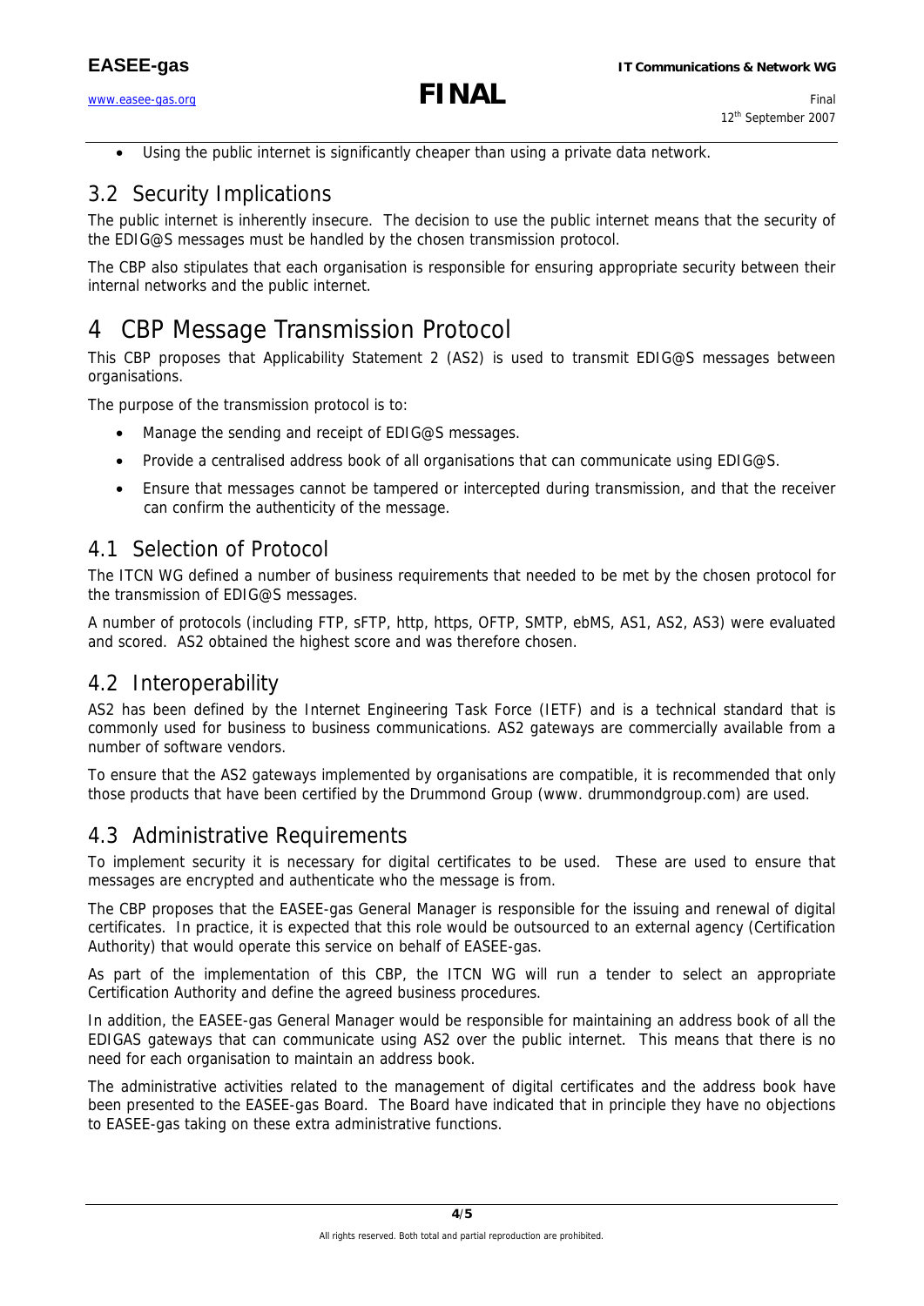- Using the public internet is significantly cheaper than using a private data network.

## 3.2 Security Implications

The public internet is inherently insecure. The decision to use the public internet means that the security of the EDIG@S messages must be handled by the chosen transmission protocol.

The CBP also stipulates that each organisation is responsible for ensuring appropriate security between their internal networks and the public internet.

# 4 CBP Message Transmission Protocol

This CBP proposes that Applicability Statement 2 (AS2) is used to transmit EDIG@S messages between organisations.

The purpose of the transmission protocol is to:

- Manage the sending and receipt of EDIG@S messages.
- Provide a centralised address book of all organisations that can communicate using EDIG@S.
- Ensure that messages cannot be tampered or intercepted during transmission, and that the receiver can confirm the authenticity of the message.

## 4.1 Selection of Protocol

The ITCN WG defined a number of business requirements that needed to be met by the chosen protocol for the transmission of EDIG@S messages.

A number of protocols (including FTP, sFTP, http, https, OFTP, SMTP, ebMS, AS1, AS2, AS3) were evaluated and scored. AS2 obtained the highest score and was therefore chosen.

## 4.2 Interoperability

AS2 has been defined by the Internet Engineering Task Force (IETF) and is a technical standard that is commonly used for business to business communications. AS2 gateways are commercially available from a number of software vendors.

To ensure that the AS2 gateways implemented by organisations are compatible, it is recommended that only those products that have been certified by the Drummond Group (www. drummondgroup.com) are used.

## 4.3 Administrative Requirements

To implement security it is necessary for digital certificates to be used. These are used to ensure that messages are encrypted and authenticate who the message is from.

The CBP proposes that the EASEE-gas General Manager is responsible for the issuing and renewal of digital certificates. In practice, it is expected that this role would be outsourced to an external agency (Certification Authority) that would operate this service on behalf of EASEE-gas.

As part of the implementation of this CBP, the ITCN WG will run a tender to select an appropriate Certification Authority and define the agreed business procedures.

In addition, the EASEE-gas General Manager would be responsible for maintaining an address book of all the EDIGAS gateways that can communicate using AS2 over the public internet. This means that there is no need for each organisation to maintain an address book.

The administrative activities related to the management of digital certificates and the address book have been presented to the EASEE-gas Board. The Board have indicated that in principle they have no objections to EASEE-gas taking on these extra administrative functions.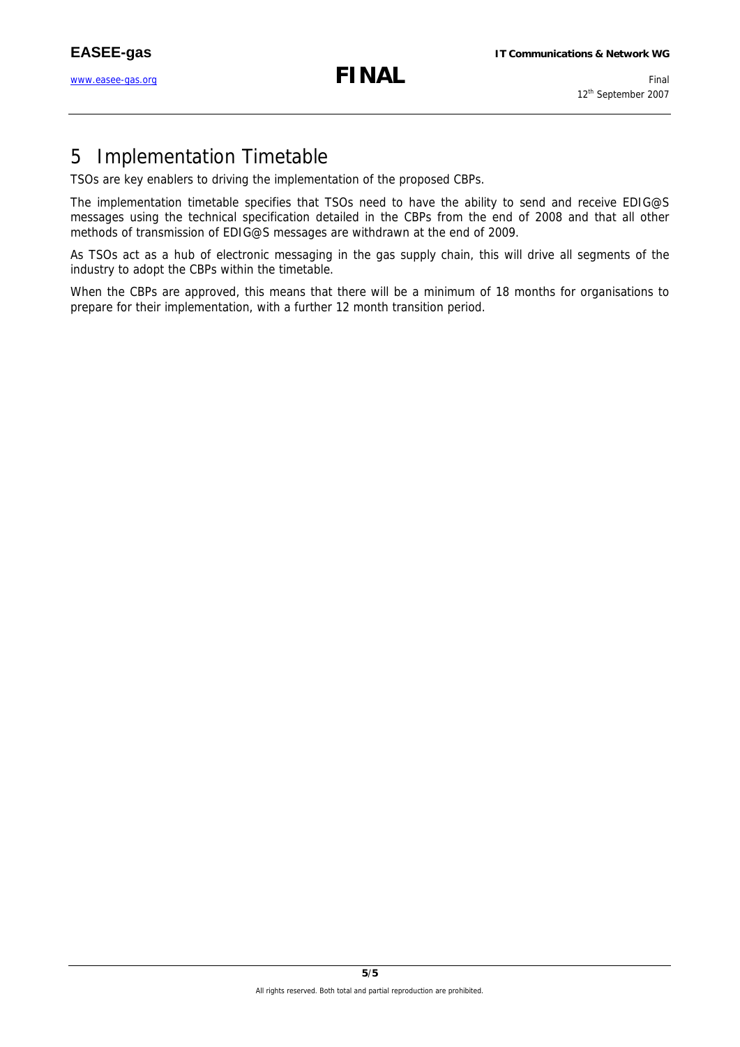# 5 Implementation Timetable

TSOs are key enablers to driving the implementation of the proposed CBPs.

The implementation timetable specifies that TSOs need to have the ability to send and receive EDIG@S messages using the technical specification detailed in the CBPs from the end of 2008 and that all other methods of transmission of EDIG@S messages are withdrawn at the end of 2009.

As TSOs act as a hub of electronic messaging in the gas supply chain, this will drive all segments of the industry to adopt the CBPs within the timetable.

When the CBPs are approved, this means that there will be a minimum of 18 months for organisations to prepare for their implementation, with a further 12 month transition period.